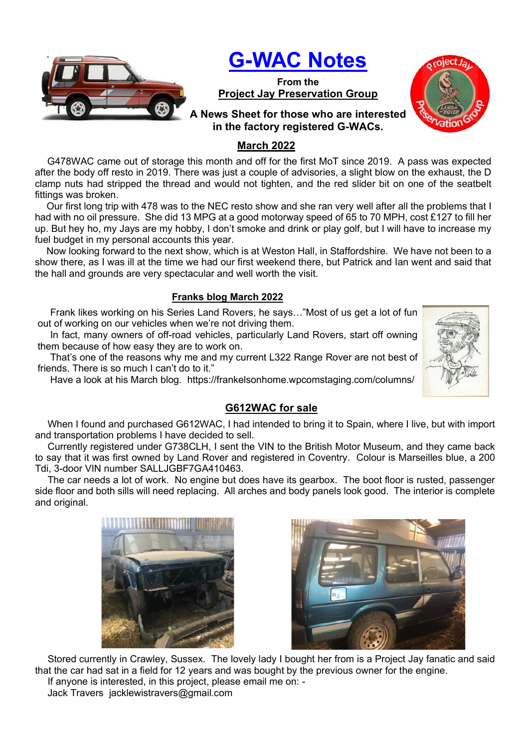# G-WAC Notes

**From the**
**Project Jay Preservation Group**

**A News Sheet for those who are interested in the factory registered G-WACs.**

## March 2022

G478WAC came out of storage this month and off for the first MoT since 2019. A pass was expected after the body off resto in 2019. There was just a couple of advisories, a slight blow on the exhaust, the D clamp nuts had stripped the thread and would not tighten, and the red slider bit on one of the seatbelt fittings was broken.

Our first long trip with 478 was to the NEC resto show and she ran very well after all the problems that I had with no oil pressure. She did 13 MPG at a good motorway speed of 65 to 70 MPH, cost £127 to fill her up. But hey ho, my Jays are my hobby, I don't smoke and drink or play golf, but I will have to increase my fuel budget in my personal accounts this year.

Now looking forward to the next show, which is at Weston Hall, in Staffordshire. We have not been to a show there, as I was ill at the time we had our first weekend there, but Patrick and Ian went and said that the hall and grounds are very spectacular and well worth the visit.

## Franks blog March 2022

Frank likes working on his Series Land Rovers, he says…"Most of us get a lot of fun out of working on our vehicles when we're not driving them.

In fact, many owners of off-road vehicles, particularly Land Rovers, start off owning them because of how easy they are to work on.

That's one of the reasons why me and my current L322 Range Rover are not best of friends. There is so much I can't do to it."

Have a look at his March blog. https://frankelsonhome.wpcomstaging.com/columns/

## G612WAC for sale

When I found and purchased G612WAC, I had intended to bring it to Spain, where I live, but with import and transportation problems I have decided to sell.

Currently registered under G738CLH, I sent the VIN to the British Motor Museum, and they came back to say that it was first owned by Land Rover and registered in Coventry. Colour is Marseilles blue, a 200 Tdi, 3-door VIN number SALLJGBF7GA410463.

The car needs a lot of work. No engine but does have its gearbox. The boot floor is rusted, passenger side floor and both sills will need replacing. All arches and body panels look good. The interior is complete and original.

Stored currently in Crawley, Sussex. The lovely lady I bought her from is a Project Jay fanatic and said that the car had sat in a field for 12 years and was bought by the previous owner for the engine.

If anyone is interested, in this project, please email me on: -

Jack Travers jacklewistravers@gmail.com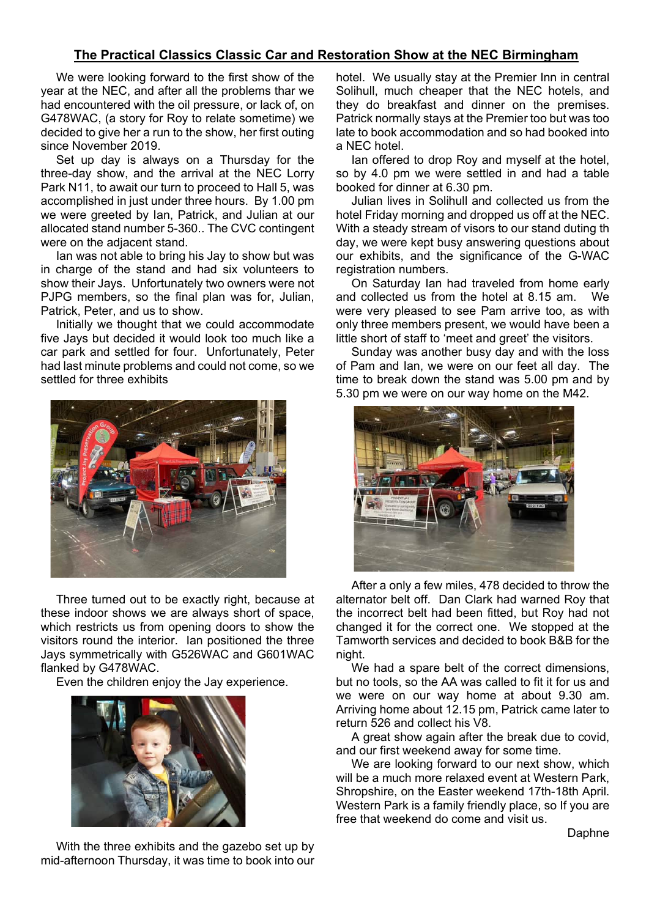## The Practical Classics Classic Car and Restoration Show at the NEC Birmingham

We were looking forward to the first show of the year at the NEC, and after all the problems that we had encountered with the oil pressure, or lack of, on G478WAC, (a story for Roy to relate sometime) we decided to give her a run to the show, her first outing since November 2019.

Set up day is always on a Thursday for the three-day show, and the arrival at the NEC Lorry Park N11, to await our turn to proceed to Hall 5, was accomplished in just under three hours. By 1.00 pm we were greeted by Ian, Patrick, and Julian at our allocated stand number 5-360.. The CVC contingent were on the adjacent stand.

Ian was not able to bring his Jay to show but was in charge of the stand and had six volunteers to show their Jays. Unfortunately two owners were not PJPG members, so the final plan was for, Julian, Patrick, Peter, and us to show.

Initially we thought that we could accommodate five Jays but decided it would look too much like a car park and settled for four. Unfortunately, Peter had last minute problems and could not come, so we settled for three exhibits

Three turned out to be exactly right, because at these indoor shows we are always short of space, which restricts us from opening doors to show the visitors round the interior. Ian positioned the three Jays symmetrically with G526WAC and G601WAC flanked by G478WAC.

Even the children enjoy the Jay experience.

With the three exhibits and the gazebo set up by mid-afternoon Thursday, it was time to book into our hotel. We usually stay at the Premier Inn in central Solihull, much cheaper that the NEC hotels, and they do breakfast and dinner on the premises. Patrick normally stays at the Premier too but was too late to book accommodation and so had booked into a NEC hotel.

Ian offered to drop Roy and myself at the hotel, so by 4.0 pm we were settled in and had a table booked for dinner at 6.30 pm.

Julian lives in Solihull and collected us from the hotel Friday morning and dropped us off at the NEC. With a steady stream of visors to our stand duting th day, we were kept busy answering questions about our exhibits, and the significance of the G-WAC registration numbers.

On Saturday Ian had traveled from home early and collected us from the hotel at 8.15 am. We were very pleased to see Pam arrive too, as with only three members present, we would have been a little short of staff to 'meet and greet' the visitors.

Sunday was another busy day and with the loss of Pam and Ian, we were on our feet all day. The time to break down the stand was 5.00 pm and by 5.30 pm we were on our way home on the M42.

After a only a few miles, 478 decided to throw the alternator belt off. Dan Clark had warned Roy that the incorrect belt had been fitted, but Roy had not changed it for the correct one. We stopped at the Tamworth services and decided to book B&B for the night.

We had a spare belt of the correct dimensions, but no tools, so the AA was called to fit it for us and we were on our way home at about 9.30 am. Arriving home about 12.15 pm, Patrick came later to return 526 and collect his V8.

A great show again after the break due to covid, and our first weekend away for some time.

We are looking forward to our next show, which will be a much more relaxed event at Western Park, Shropshire, on the Easter weekend 17th-18th April. Western Park is a family friendly place, so If you are free that weekend do come and visit us.

Daphne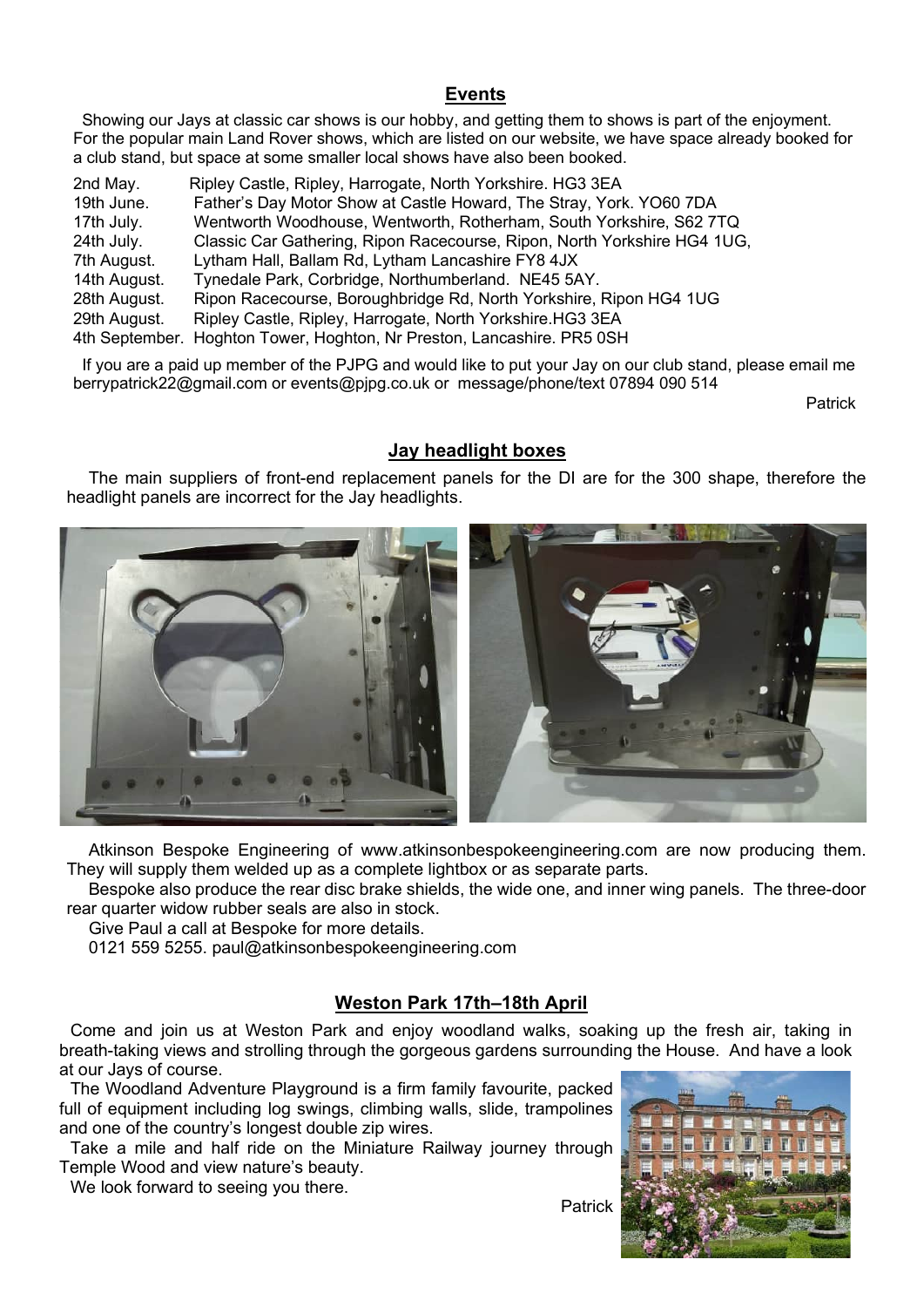## Events

Showing our Jays at classic car shows is our hobby, and getting them to shows is part of the enjoyment. For the popular main Land Rover shows, which are listed on our website, we have space already booked for a club stand, but space at some smaller local shows have also been booked.

2nd May. Ripley Castle, Ripley, Harrogate, North Yorkshire. HG3 3EA
19th June. Father's Day Motor Show at Castle Howard, The Stray, York. YO60 7DA
17th July. Wentworth Woodhouse, Wentworth, Rotherham, South Yorkshire, S62 7TQ
24th July. Classic Car Gathering, Ripon Racecourse, Ripon, North Yorkshire HG4 1UG,
7th August. Lytham Hall, Ballam Rd, Lytham Lancashire FY8 4JX
14th August. Tynedale Park, Corbridge, Northumberland. NE45 5AY.
28th August. Ripon Racecourse, Boroughbridge Rd, North Yorkshire, Ripon HG4 1UG
29th August. Ripley Castle, Ripley, Harrogate, North Yorkshire.HG3 3EA
4th September. Hoghton Tower, Hoghton, Nr Preston, Lancashire. PR5 0SH

If you are a paid up member of the PJPG and would like to put your Jay on our club stand, please email me berrypatrick22@gmail.com or events@pjpg.co.uk or message/phone/text 07894 090 514

Patrick

## Jay headlight boxes

The main suppliers of front-end replacement panels for the DI are for the 300 shape, therefore the headlight panels are incorrect for the Jay headlights.

Atkinson Bespoke Engineering of www.atkinsonbespokeengineering.com are now producing them. They will supply them welded up as a complete lightbox or as separate parts.

Bespoke also produce the rear disc brake shields, the wide one, and inner wing panels. The three-door rear quarter widow rubber seals are also in stock.

Give Paul a call at Bespoke for more details.

0121 559 5255. paul@atkinsonbespokeengineering.com

## Weston Park 17th–18th April

Come and join us at Weston Park and enjoy woodland walks, soaking up the fresh air, taking in breath-taking views and strolling through the gorgeous gardens surrounding the House. And have a look at our Jays of course.

The Woodland Adventure Playground is a firm family favourite, packed full of equipment including log swings, climbing walls, slide, trampolines and one of the country's longest double zip wires.

Take a mile and half ride on the Miniature Railway journey through Temple Wood and view nature's beauty.

We look forward to seeing you there.

Patrick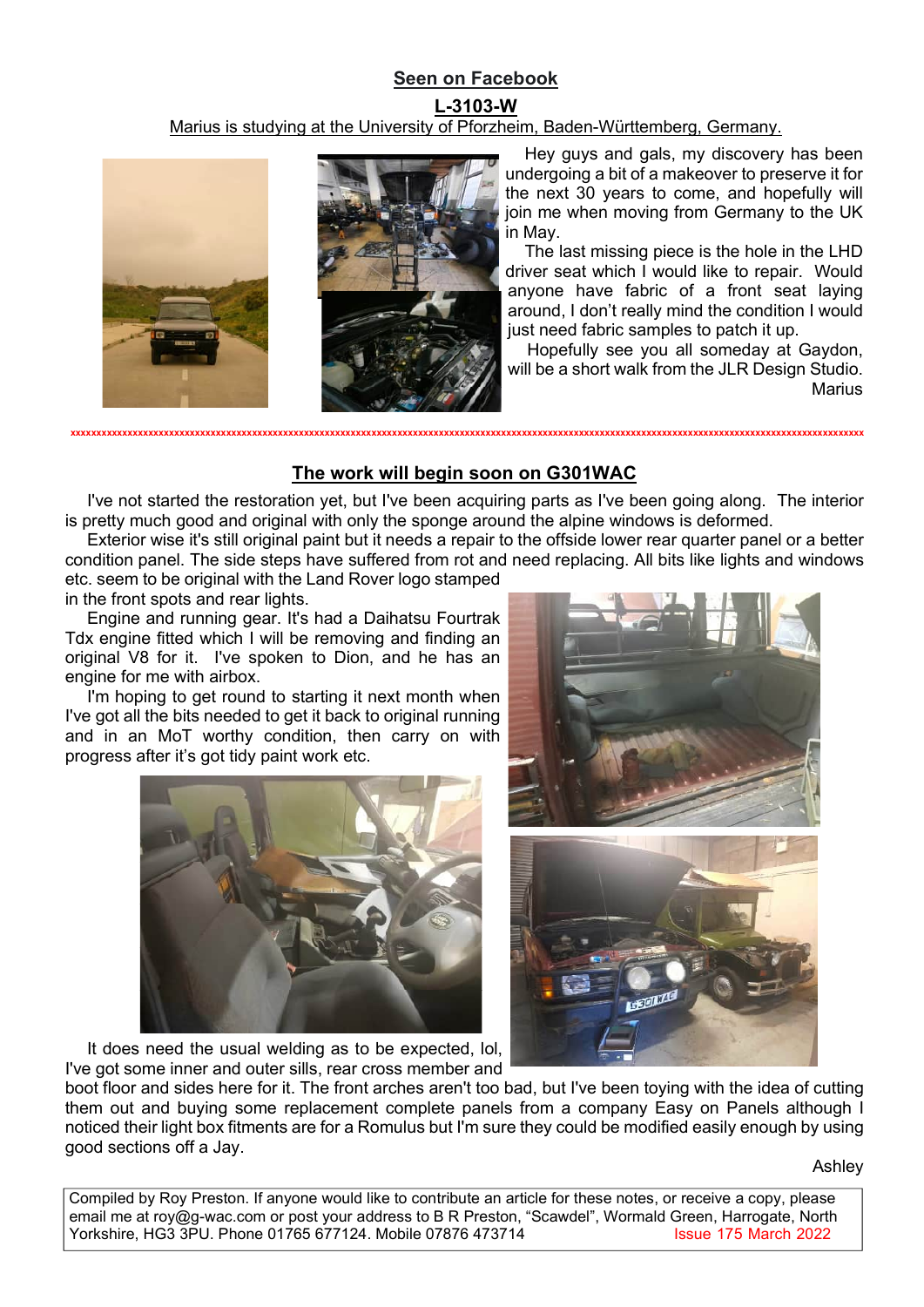## Seen on Facebook

### L-3103-W

Marius is studying at the University of Pforzheim, Baden-Württemberg, Germany.

Hey guys and gals, my discovery has been undergoing a bit of a makeover to preserve it for the next 30 years to come, and hopefully will join me when moving from Germany to the UK in May.

The last missing piece is the hole in the LHD driver seat which I would like to repair. Would anyone have fabric of a front seat laying around, I don't really mind the condition I would just need fabric samples to patch it up.

Hopefully see you all someday at Gaydon, will be a short walk from the JLR Design Studio.

Marius

xxxxxxxxxxxxxxxxxxxxxxxxxxxxxxxxxxxxxxxxxxxxxxxxxxxxxxxxxxxxxxxxxxxxxxxxxxxxxxxxxxxxxxxxxxxxxxxxxxxxxxxxxxxxxxxxxxxxxxxxxxxxxxxxxxxxxxxxxxxxxxxxxxxxxxxxxxxxxxxx

## The work will begin soon on G301WAC

I've not started the restoration yet, but I've been acquiring parts as I've been going along. The interior is pretty much good and original with only the sponge around the alpine windows is deformed.

Exterior wise it's still original paint but it needs a repair to the offside lower rear quarter panel or a better condition panel. The side steps have suffered from rot and need replacing. All bits like lights and windows etc. seem to be original with the Land Rover logo stamped in the front spots and rear lights.

Engine and running gear. It's had a Daihatsu Fourtrak Tdx engine fitted which I will be removing and finding an original V8 for it. I've spoken to Dion, and he has an engine for me with airbox.

I'm hoping to get round to starting it next month when I've got all the bits needed to get it back to original running and in an MoT worthy condition, then carry on with progress after it's got tidy paint work etc.

It does need the usual welding as to be expected, lol, I've got some inner and outer sills, rear cross member and boot floor and sides here for it. The front arches aren't too bad, but I've been toying with the idea of cutting them out and buying some replacement complete panels from a company Easy on Panels although I noticed their light box fitments are for a Romulus but I'm sure they could be modified easily enough by using good sections off a Jay.

Ashley

Compiled by Roy Preston. If anyone would like to contribute an article for these notes, or receive a copy, please email me at roy@g-wac.com or post your address to B R Preston, "Scawdel", Wormald Green, Harrogate, North Yorkshire, HG3 3PU. Phone 01765 677124. Mobile 07876 473714 Issue 175 March 2022